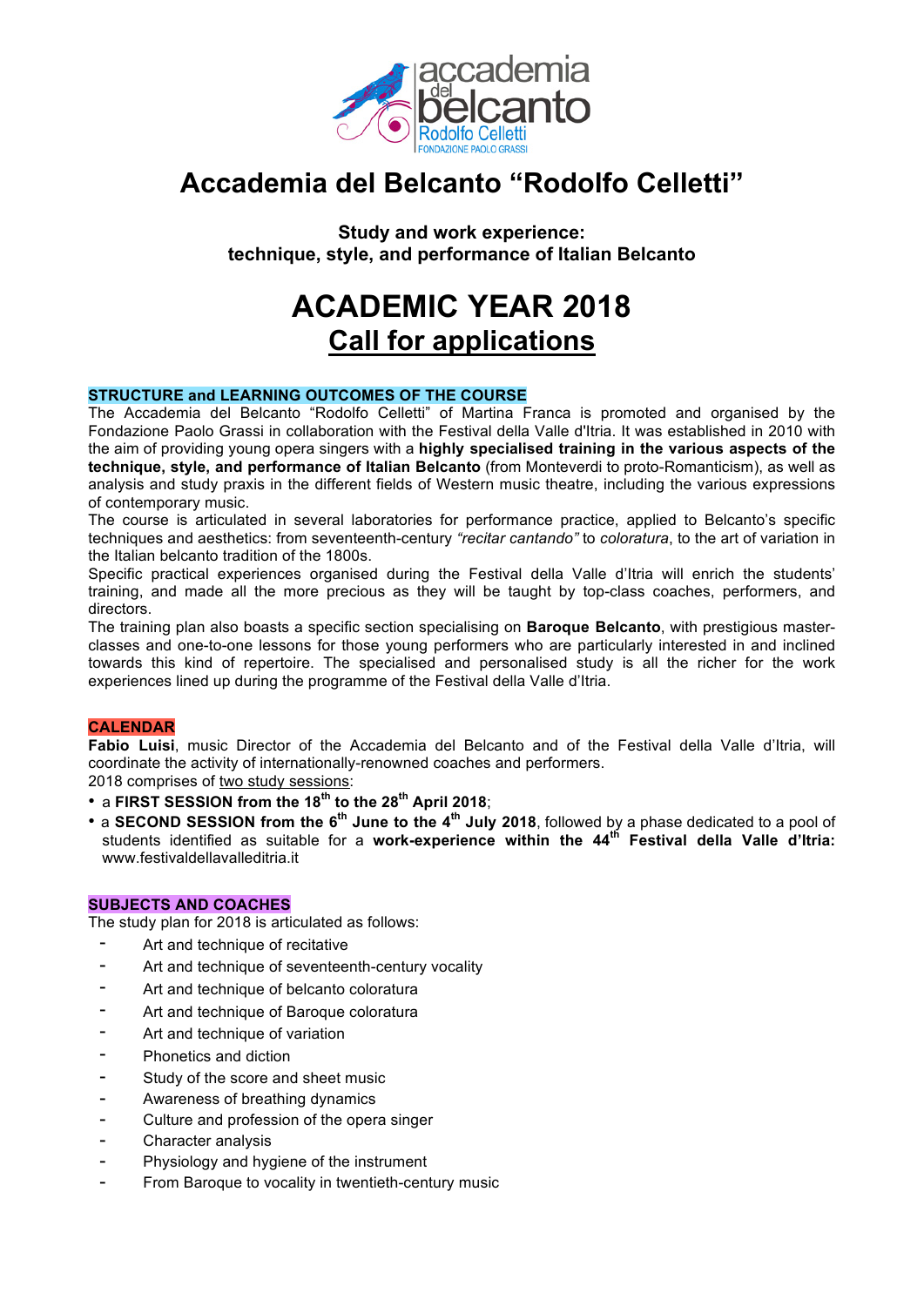# Accademia del Belcanto "Rodolfo Celletti"

**Study and work experience:**
**technique, style, and performance of Italian Belcanto**

# ACADEMIC YEAR 2018
## Call for applications

### STRUCTURE and LEARNING OUTCOMES OF THE COURSE

The Accademia del Belcanto "Rodolfo Celletti" of Martina Franca is promoted and organised by the Fondazione Paolo Grassi in collaboration with the Festival della Valle d'Itria. It was established in 2010 with the aim of providing young opera singers with a **highly specialised training in the various aspects of the technique, style, and performance of Italian Belcanto** (from Monteverdi to proto-Romanticism), as well as analysis and study praxis in the different fields of Western music theatre, including the various expressions of contemporary music.

The course is articulated in several laboratories for performance practice, applied to Belcanto's specific techniques and aesthetics: from seventeenth-century *"recitar cantando"* to *coloratura*, to the art of variation in the Italian belcanto tradition of the 1800s.

Specific practical experiences organised during the Festival della Valle d'Itria will enrich the students' training, and made all the more precious as they will be taught by top-class coaches, performers, and directors.

The training plan also boasts a specific section specialising on **Baroque Belcanto**, with prestigious master-classes and one-to-one lessons for those young performers who are particularly interested in and inclined towards this kind of repertoire. The specialised and personalised study is all the richer for the work experiences lined up during the programme of the Festival della Valle d'Itria.

### CALENDAR

**Fabio Luisi**, music Director of the Accademia del Belcanto and of the Festival della Valle d'Itria, will coordinate the activity of internationally-renowned coaches and performers.

2018 comprises of two study sessions:

- a **FIRST SESSION from the 18th to the 28th April 2018**;
- a **SECOND SESSION from the 6th June to the 4th July 2018**, followed by a phase dedicated to a pool of students identified as suitable for a **work-experience within the 44th Festival della Valle d'Itria:** www.festivaldellavalleditria.it

### SUBJECTS AND COACHES

The study plan for 2018 is articulated as follows:

- Art and technique of recitative
- Art and technique of seventeenth-century vocality
- Art and technique of belcanto coloratura
- Art and technique of Baroque coloratura
- Art and technique of variation
- Phonetics and diction
- Study of the score and sheet music
- Awareness of breathing dynamics
- Culture and profession of the opera singer
- Character analysis
- Physiology and hygiene of the instrument
- From Baroque to vocality in twentieth-century music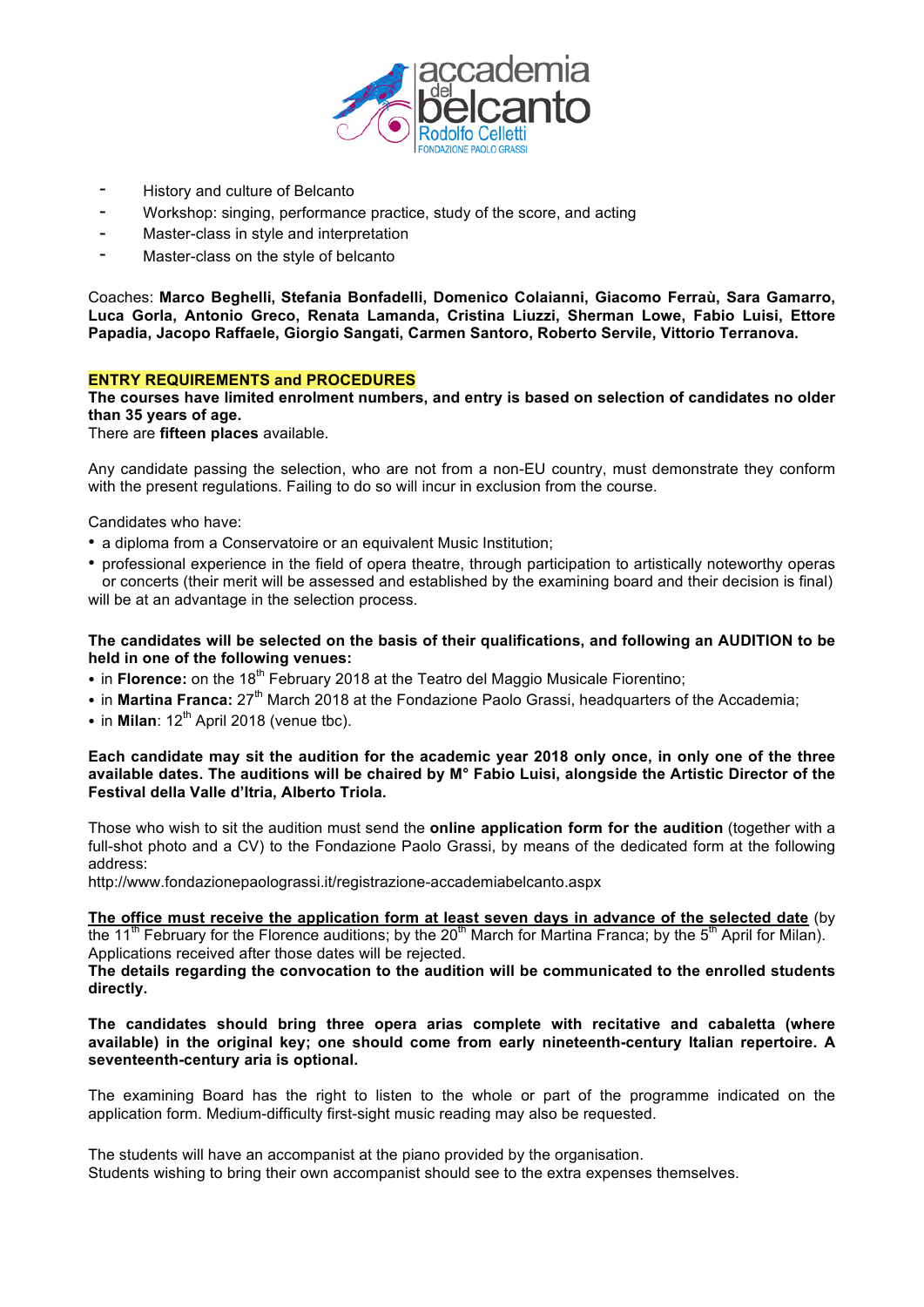- History and culture of Belcanto
- Workshop: singing, performance practice, study of the score, and acting
- Master-class in style and interpretation
- Master-class on the style of belcanto

Coaches: **Marco Beghelli, Stefania Bonfadelli, Domenico Colaianni, Giacomo Ferraù, Sara Gamarro, Luca Gorla, Antonio Greco, Renata Lamanda, Cristina Liuzzi, Sherman Lowe, Fabio Luisi, Ettore Papadia, Jacopo Raffaele, Giorgio Sangati, Carmen Santoro, Roberto Servile, Vittorio Terranova.**

**ENTRY REQUIREMENTS and PROCEDURES**

**The courses have limited enrolment numbers, and entry is based on selection of candidates no older than 35 years of age.**

There are **fifteen places** available.

Any candidate passing the selection, who are not from a non-EU country, must demonstrate they conform with the present regulations. Failing to do so will incur in exclusion from the course.

Candidates who have:

- a diploma from a Conservatoire or an equivalent Music Institution;
- professional experience in the field of opera theatre, through participation to artistically noteworthy operas or concerts (their merit will be assessed and established by the examining board and their decision is final)

will be at an advantage in the selection process.

**The candidates will be selected on the basis of their qualifications, and following an AUDITION to be held in one of the following venues:**

- in **Florence:** on the 18th February 2018 at the Teatro del Maggio Musicale Fiorentino;
- in **Martina Franca:** 27th March 2018 at the Fondazione Paolo Grassi, headquarters of the Accademia;
- in **Milan**: 12th April 2018 (venue tbc).

**Each candidate may sit the audition for the academic year 2018 only once, in only one of the three available dates. The auditions will be chaired by M° Fabio Luisi, alongside the Artistic Director of the Festival della Valle d'Itria, Alberto Triola.**

Those who wish to sit the audition must send the **online application form for the audition** (together with a full-shot photo and a CV) to the Fondazione Paolo Grassi, by means of the dedicated form at the following address:

http://www.fondazionepaolograssi.it/registrazione-accademiabelcanto.aspx

**The office must receive the application form at least seven days in advance of the selected date** (by the 11th February for the Florence auditions; by the 20th March for Martina Franca; by the 5th April for Milan). Applications received after those dates will be rejected.

**The details regarding the convocation to the audition will be communicated to the enrolled students directly.**

**The candidates should bring three opera arias complete with recitative and cabaletta (where available) in the original key; one should come from early nineteenth-century Italian repertoire. A seventeenth-century aria is optional.**

The examining Board has the right to listen to the whole or part of the programme indicated on the application form. Medium-difficulty first-sight music reading may also be requested.

The students will have an accompanist at the piano provided by the organisation.
Students wishing to bring their own accompanist should see to the extra expenses themselves.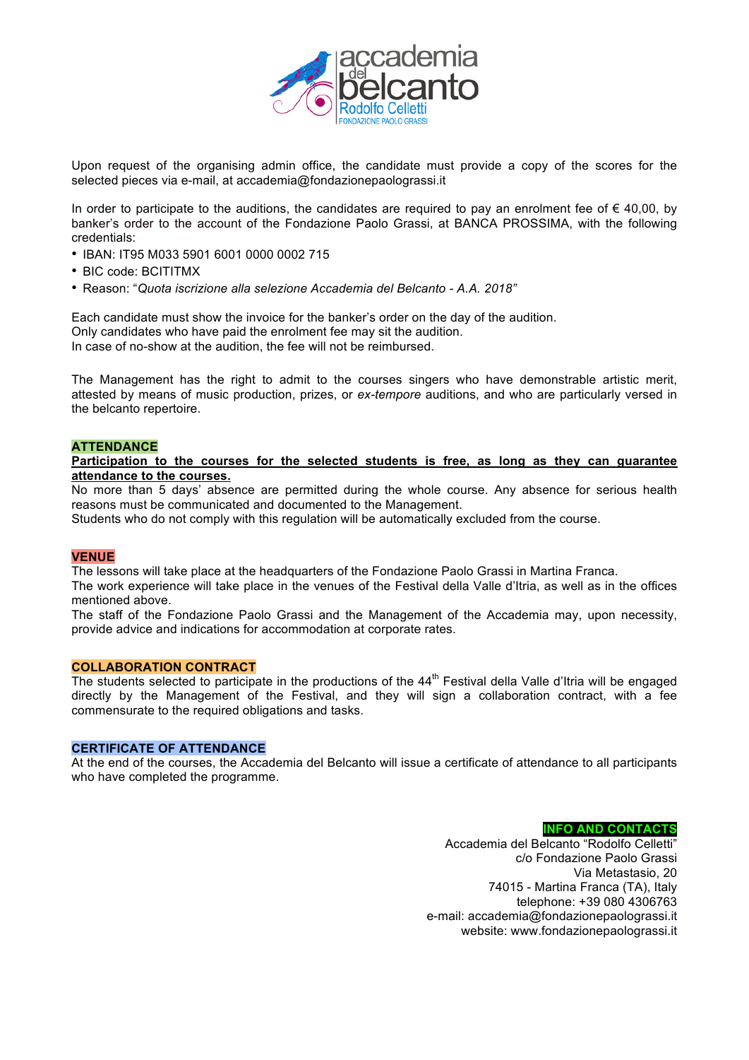Upon request of the organising admin office, the candidate must provide a copy of the scores for the selected pieces via e-mail, at accademia@fondazionepaolograssi.it

In order to participate to the auditions, the candidates are required to pay an enrolment fee of € 40,00, by banker's order to the account of the Fondazione Paolo Grassi, at BANCA PROSSIMA, with the following credentials:

- IBAN: IT95 M033 5901 6001 0000 0002 715
- BIC code: BCITITMX
- Reason: "*Quota iscrizione alla selezione Accademia del Belcanto - A.A. 2018"*

Each candidate must show the invoice for the banker's order on the day of the audition.
Only candidates who have paid the enrolment fee may sit the audition.
In case of no-show at the audition, the fee will not be reimbursed.

The Management has the right to admit to the courses singers who have demonstrable artistic merit, attested by means of music production, prizes, or *ex-tempore* auditions, and who are particularly versed in the belcanto repertoire.

## ATTENDANCE

**Participation to the courses for the selected students is free, as long as they can guarantee attendance to the courses.**
No more than 5 days' absence are permitted during the whole course. Any absence for serious health reasons must be communicated and documented to the Management.
Students who do not comply with this regulation will be automatically excluded from the course.

## VENUE

The lessons will take place at the headquarters of the Fondazione Paolo Grassi in Martina Franca.
The work experience will take place in the venues of the Festival della Valle d'Itria, as well as in the offices mentioned above.
The staff of the Fondazione Paolo Grassi and the Management of the Accademia may, upon necessity, provide advice and indications for accommodation at corporate rates.

## COLLABORATION CONTRACT

The students selected to participate in the productions of the 44th Festival della Valle d'Itria will be engaged directly by the Management of the Festival, and they will sign a collaboration contract, with a fee commensurate to the required obligations and tasks.

## CERTIFICATE OF ATTENDANCE

At the end of the courses, the Accademia del Belcanto will issue a certificate of attendance to all participants who have completed the programme.

## INFO AND CONTACTS

Accademia del Belcanto "Rodolfo Celletti"
c/o Fondazione Paolo Grassi
Via Metastasio, 20
74015 - Martina Franca (TA), Italy
telephone: +39 080 4306763
e-mail: accademia@fondazionepaolograssi.it
website: www.fondazionepaolograssi.it